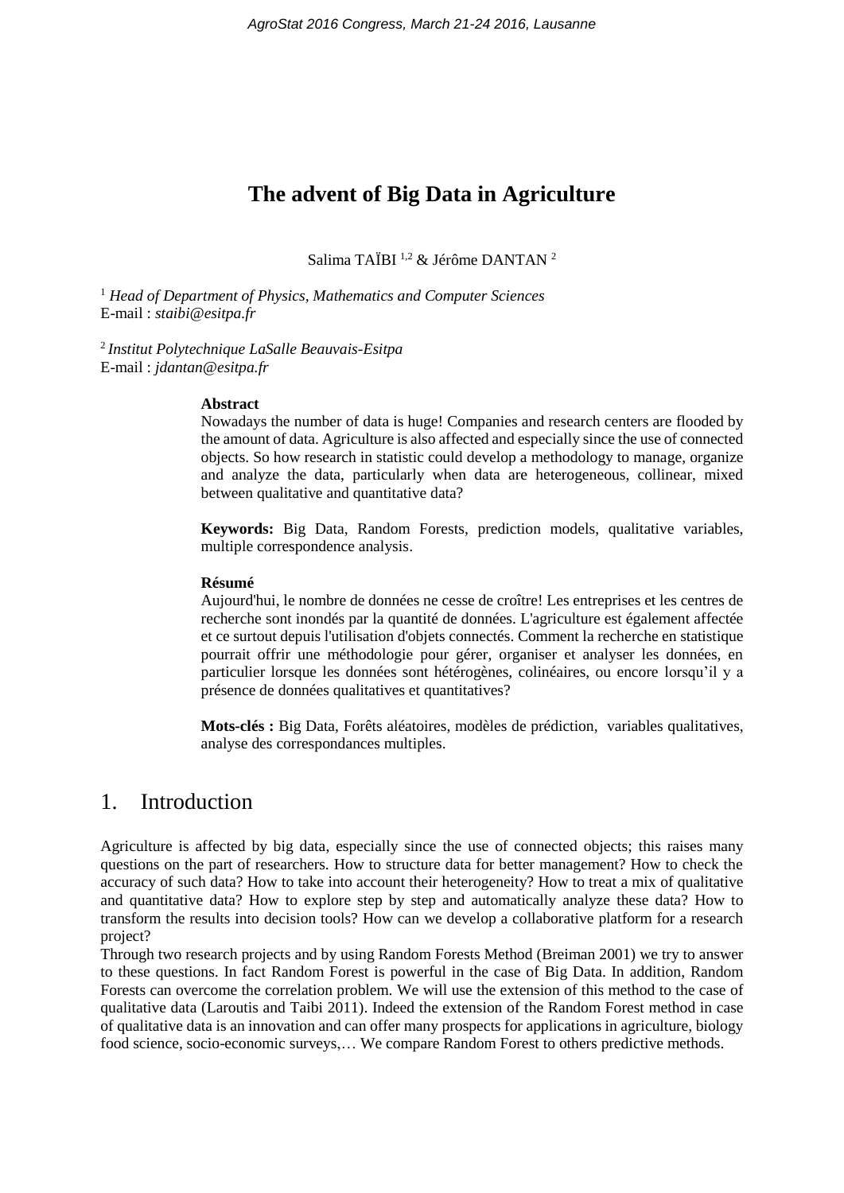# The advent of Big Data in Agriculture

Salima TAÏBI [1,2] & Jérôme DANTAN [2]

[1] *Head of Department of Physics, Mathematics and Computer Sciences*
E-mail : *staibi@esitpa.fr*

[2] *Institut Polytechnique LaSalle Beauvais-Esitpa*
E-mail : *jdantan@esitpa.fr*

**Abstract**
Nowadays the number of data is huge! Companies and research centers are flooded by the amount of data. Agriculture is also affected and especially since the use of connected objects. So how research in statistic could develop a methodology to manage, organize and analyze the data, particularly when data are heterogeneous, collinear, mixed between qualitative and quantitative data?

**Keywords:** Big Data, Random Forests, prediction models, qualitative variables, multiple correspondence analysis.

**Résumé**
Aujourd'hui, le nombre de données ne cesse de croître! Les entreprises et les centres de recherche sont inondés par la quantité de données. L'agriculture est également affectée et ce surtout depuis l'utilisation d'objets connectés. Comment la recherche en statistique pourrait offrir une méthodologie pour gérer, organiser et analyser les données, en particulier lorsque les données sont hétérogènes, colinéaires, ou encore lorsqu'il y a présence de données qualitatives et quantitatives?

**Mots-clés :** Big Data, Forêts aléatoires, modèles de prédiction, variables qualitatives, analyse des correspondances multiples.

## 1. Introduction

Agriculture is affected by big data, especially since the use of connected objects; this raises many questions on the part of researchers. How to structure data for better management? How to check the accuracy of such data? How to take into account their heterogeneity? How to treat a mix of qualitative and quantitative data? How to explore step by step and automatically analyze these data? How to transform the results into decision tools? How can we develop a collaborative platform for a research project?
Through two research projects and by using Random Forests Method (Breiman 2001) we try to answer to these questions. In fact Random Forest is powerful in the case of Big Data. In addition, Random Forests can overcome the correlation problem. We will use the extension of this method to the case of qualitative data (Laroutis and Taibi 2011). Indeed the extension of the Random Forest method in case of qualitative data is an innovation and can offer many prospects for applications in agriculture, biology food science, socio-economic surveys,… We compare Random Forest to others predictive methods.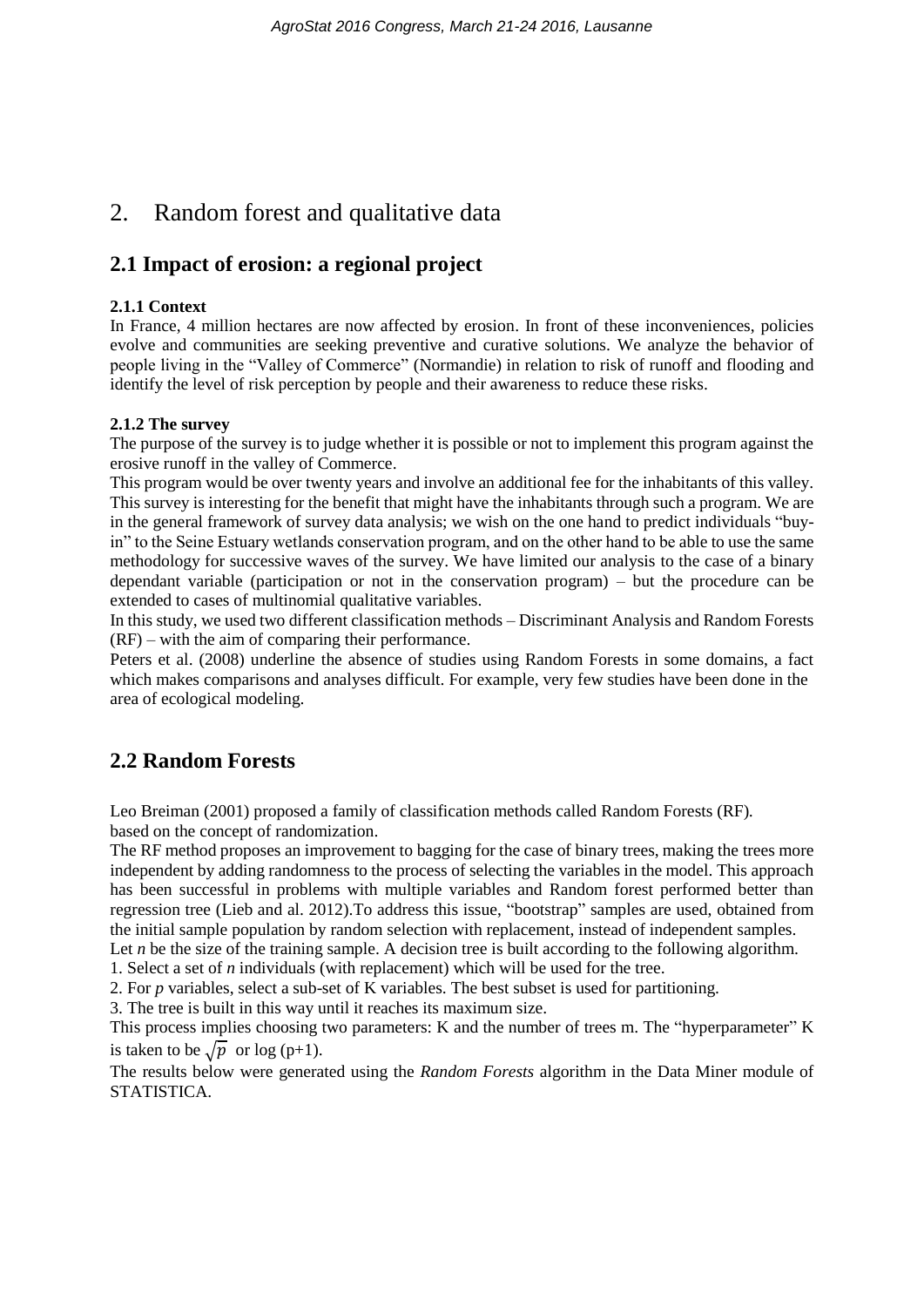# 2. Random forest and qualitative data

## 2.1 Impact of erosion: a regional project

### 2.1.1 Context

In France, 4 million hectares are now affected by erosion. In front of these inconveniences, policies evolve and communities are seeking preventive and curative solutions. We analyze the behavior of people living in the "Valley of Commerce" (Normandie) in relation to risk of runoff and flooding and identify the level of risk perception by people and their awareness to reduce these risks.

### 2.1.2 The survey

The purpose of the survey is to judge whether it is possible or not to implement this program against the erosive runoff in the valley of Commerce.

This program would be over twenty years and involve an additional fee for the inhabitants of this valley. This survey is interesting for the benefit that might have the inhabitants through such a program. We are in the general framework of survey data analysis; we wish on the one hand to predict individuals "buy-in" to the Seine Estuary wetlands conservation program, and on the other hand to be able to use the same methodology for successive waves of the survey. We have limited our analysis to the case of a binary dependant variable (participation or not in the conservation program) – but the procedure can be extended to cases of multinomial qualitative variables.

In this study, we used two different classification methods – Discriminant Analysis and Random Forests (RF) – with the aim of comparing their performance.

Peters et al. (2008) underline the absence of studies using Random Forests in some domains, a fact which makes comparisons and analyses difficult. For example, very few studies have been done in the area of ecological modeling.

## 2.2 Random Forests

Leo Breiman (2001) proposed a family of classification methods called Random Forests (RF). based on the concept of randomization.

The RF method proposes an improvement to bagging for the case of binary trees, making the trees more independent by adding randomness to the process of selecting the variables in the model. This approach has been successful in problems with multiple variables and Random forest performed better than regression tree (Lieb and al. 2012).To address this issue, "bootstrap" samples are used, obtained from the initial sample population by random selection with replacement, instead of independent samples.

Let *n* be the size of the training sample. A decision tree is built according to the following algorithm.

1. Select a set of *n* individuals (with replacement) which will be used for the tree.
2. For *p* variables, select a sub-set of K variables. The best subset is used for partitioning.
3. The tree is built in this way until it reaches its maximum size.

This process implies choosing two parameters: K and the number of trees m. The "hyperparameter" K is taken to be $\sqrt{p}$ or $\log(p+1)$.

The results below were generated using the *Random Forests* algorithm in the Data Miner module of STATISTICA.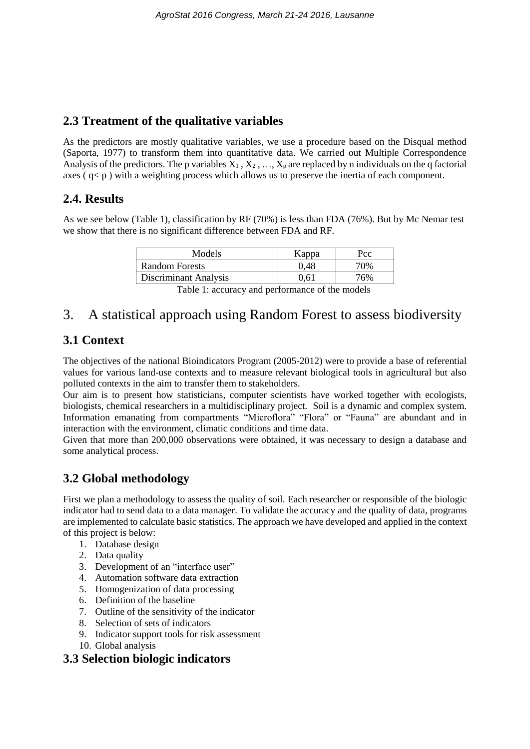## 2.3 Treatment of the qualitative variables

As the predictors are mostly qualitative variables, we use a procedure based on the Disqual method (Saporta, 1977) to transform them into quantitative data. We carried out Multiple Correspondence Analysis of the predictors. The p variables $X_1$ , $X_2$ , …, $X_p$ are replaced by n individuals on the q factorial axes ( $q< p$ ) with a weighting process which allows us to preserve the inertia of each component.

## 2.4. Results

As we see below (Table 1), classification by RF (70%) is less than FDA (76%). But by Mc Nemar test we show that there is no significant difference between FDA and RF.

| Models | Kappa | Pcc |
| --- | --- | --- |
| Random Forests | 0,48 | 70% |
| Discriminant Analysis | 0,61 | 76% |

Table 1: accuracy and performance of the models

# 3. A statistical approach using Random Forest to assess biodiversity

## 3.1 Context

The objectives of the national Bioindicators Program (2005-2012) were to provide a base of referential values for various land-use contexts and to measure relevant biological tools in agricultural but also polluted contexts in the aim to transfer them to stakeholders.

Our aim is to present how statisticians, computer scientists have worked together with ecologists, biologists, chemical researchers in a multidisciplinary project. Soil is a dynamic and complex system. Information emanating from compartments "Microflora" "Flora" or "Fauna" are abundant and in interaction with the environment, climatic conditions and time data.

Given that more than 200,000 observations were obtained, it was necessary to design a database and some analytical process.

## 3.2 Global methodology

First we plan a methodology to assess the quality of soil. Each researcher or responsible of the biologic indicator had to send data to a data manager. To validate the accuracy and the quality of data, programs are implemented to calculate basic statistics. The approach we have developed and applied in the context of this project is below:

1. Database design
2. Data quality
3. Development of an "interface user"
4. Automation software data extraction
5. Homogenization of data processing
6. Definition of the baseline
7. Outline of the sensitivity of the indicator
8. Selection of sets of indicators
9. Indicator support tools for risk assessment
10. Global analysis

## 3.3 Selection biologic indicators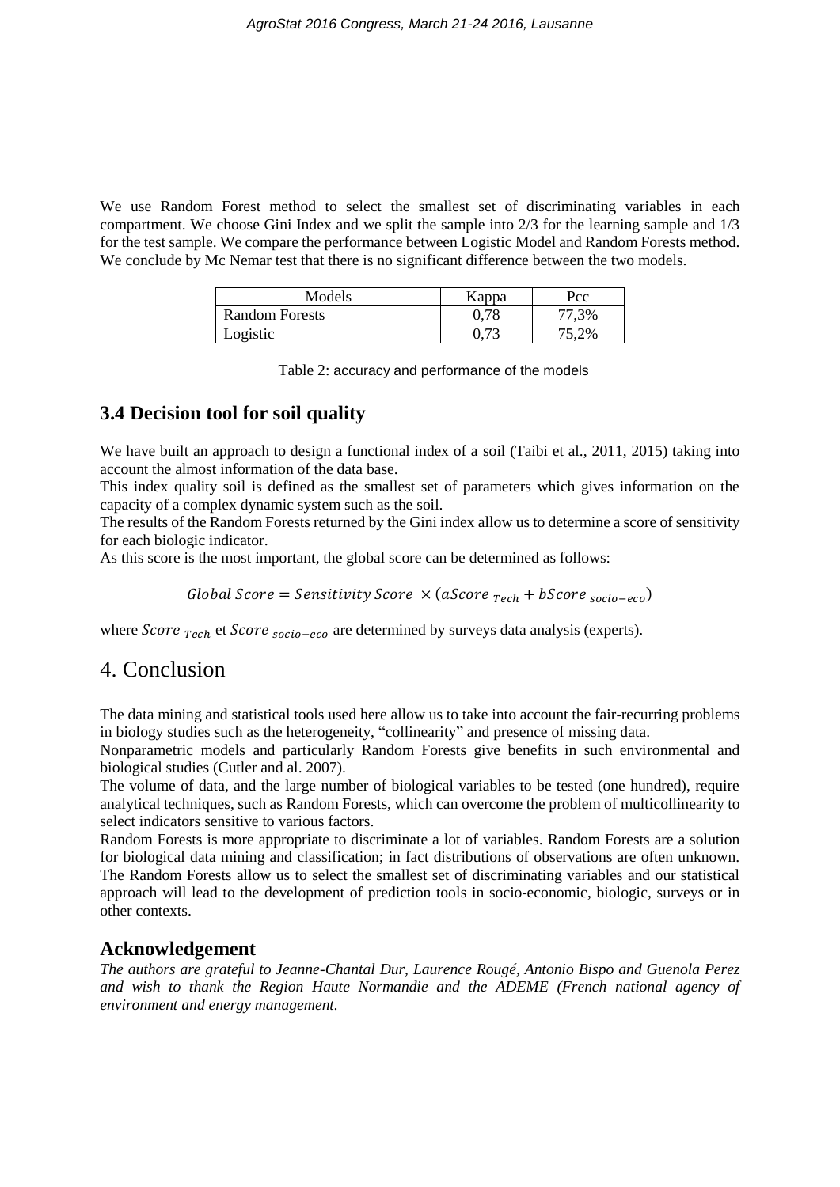We use Random Forest method to select the smallest set of discriminating variables in each compartment. We choose Gini Index and we split the sample into 2/3 for the learning sample and 1/3 for the test sample. We compare the performance between Logistic Model and Random Forests method. We conclude by Mc Nemar test that there is no significant difference between the two models.

| Models | Kappa | Pcc |
|---|---|---|
| Random Forests | 0,78 | 77,3% |
| Logistic | 0,73 | 75,2% |

Table 2: accuracy and performance of the models

## 3.4 Decision tool for soil quality

We have built an approach to design a functional index of a soil (Taibi et al., 2011, 2015) taking into account the almost information of the data base.

This index quality soil is defined as the smallest set of parameters which gives information on the capacity of a complex dynamic system such as the soil.

The results of the Random Forests returned by the Gini index allow us to determine a score of sensitivity for each biologic indicator.

As this score is the most important, the global score can be determined as follows:

$$Global\ Score = Sensitivity\ Score\ \times (aScore_{\ Tech} + bScore_{\ socio-eco})$$

where $Score_{\ Tech}$ et $Score_{\ socio-eco}$ are determined by surveys data analysis (experts).

# 4. Conclusion

The data mining and statistical tools used here allow us to take into account the fair-recurring problems in biology studies such as the heterogeneity, "collinearity" and presence of missing data.

Nonparametric models and particularly Random Forests give benefits in such environmental and biological studies (Cutler and al. 2007).

The volume of data, and the large number of biological variables to be tested (one hundred), require analytical techniques, such as Random Forests, which can overcome the problem of multicollinearity to select indicators sensitive to various factors.

Random Forests is more appropriate to discriminate a lot of variables. Random Forests are a solution for biological data mining and classification; in fact distributions of observations are often unknown. The Random Forests allow us to select the smallest set of discriminating variables and our statistical approach will lead to the development of prediction tools in socio-economic, biologic, surveys or in other contexts.

## Acknowledgement

*The authors are grateful to Jeanne-Chantal Dur, Laurence Rougé, Antonio Bispo and Guenola Perez and wish to thank the Region Haute Normandie and the ADEME (French national agency of environment and energy management.*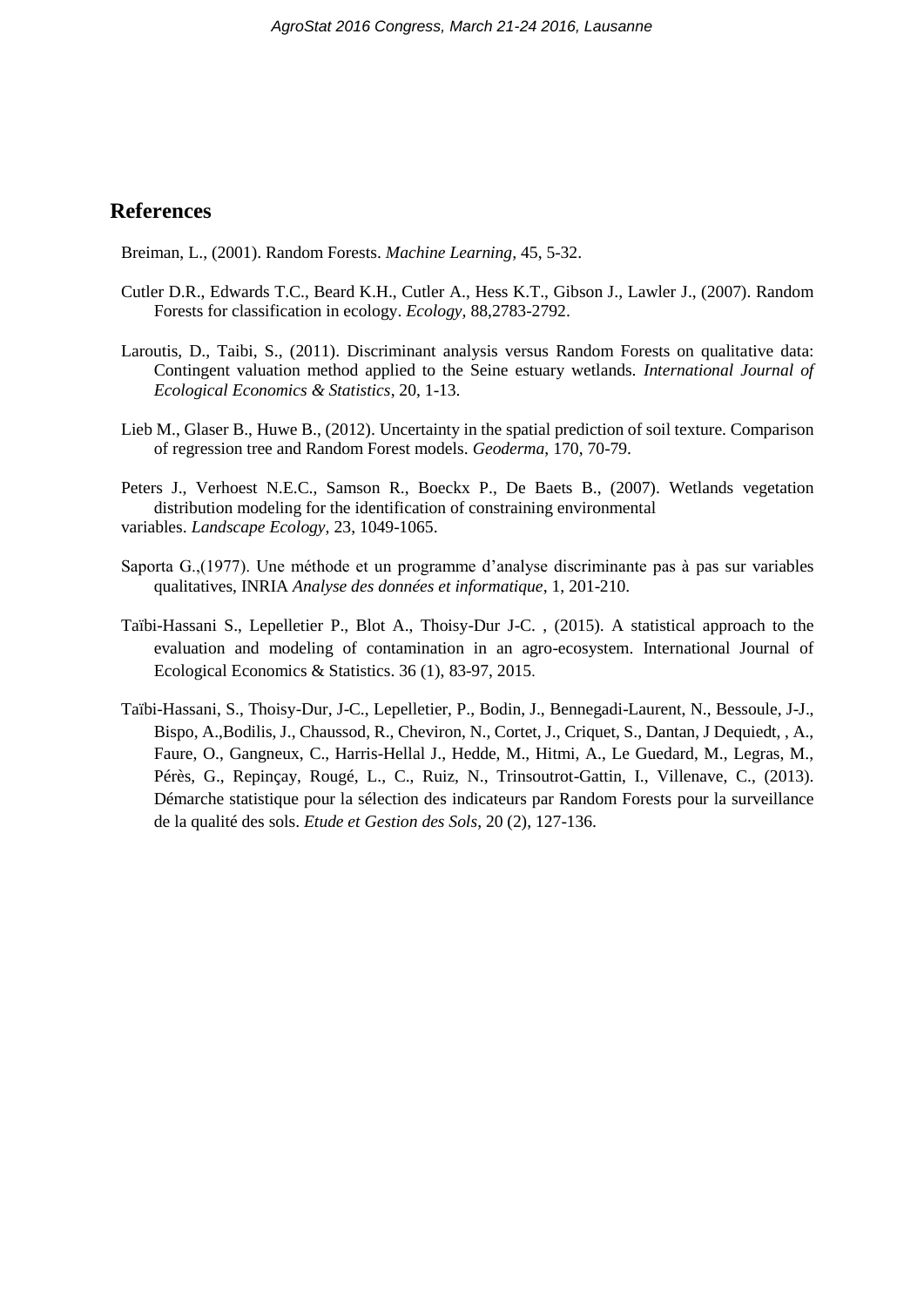## References

Breiman, L., (2001). Random Forests. *Machine Learning*, 45, 5-32.

Cutler D.R., Edwards T.C., Beard K.H., Cutler A., Hess K.T., Gibson J., Lawler J., (2007). Random Forests for classification in ecology. *Ecology*, 88,2783-2792.

Laroutis, D., Taibi, S., (2011). Discriminant analysis versus Random Forests on qualitative data: Contingent valuation method applied to the Seine estuary wetlands. *International Journal of Ecological Economics & Statistics*, 20, 1-13.

Lieb M., Glaser B., Huwe B., (2012). Uncertainty in the spatial prediction of soil texture. Comparison of regression tree and Random Forest models. *Geoderma*, 170, 70-79.

Peters J., Verhoest N.E.C., Samson R., Boeckx P., De Baets B., (2007). Wetlands vegetation distribution modeling for the identification of constraining environmental variables. *Landscape Ecology*, 23, 1049-1065.

Saporta G.,(1977). Une méthode et un programme d'analyse discriminante pas à pas sur variables qualitatives, INRIA *Analyse des données et informatique*, 1, 201-210.

Taïbi-Hassani S., Lepelletier P., Blot A., Thoisy-Dur J-C. , (2015). A statistical approach to the evaluation and modeling of contamination in an agro-ecosystem. International Journal of Ecological Economics & Statistics. 36 (1), 83-97, 2015.

Taïbi-Hassani, S., Thoisy-Dur, J-C., Lepelletier, P., Bodin, J., Bennegadi-Laurent, N., Bessoule, J-J., Bispo, A.,Bodilis, J., Chaussod, R., Cheviron, N., Cortet, J., Criquet, S., Dantan, J Dequiedt, , A., Faure, O., Gangneux, C., Harris-Hellal J., Hedde, M., Hitmi, A., Le Guedard, M., Legras, M., Pérès, G., Repinçay, Rougé, L., C., Ruiz, N., Trinsoutrot-Gattin, I., Villenave, C., (2013). Démarche statistique pour la sélection des indicateurs par Random Forests pour la surveillance de la qualité des sols. *Etude et Gestion des Sols*, 20 (2), 127-136.